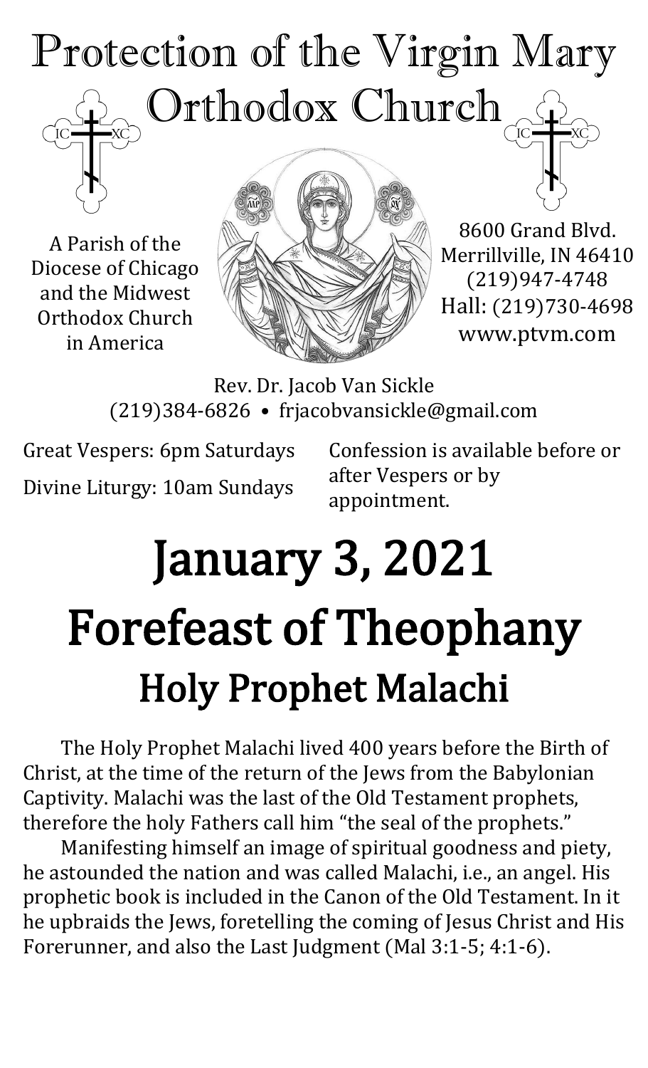# Protection of the Virgin Mary Orthodox Church

A Parish of the Diocese of Chicago and the Midwest Orthodox Church in America

8600 Grand Blvd.
Merrillville, IN 46410
(219)947-4748
Hall: (219)730-4698
www.ptvm.com

Rev. Dr. Jacob Van Sickle
(219)384-6826 • frjacobvansickle@gmail.com

Great Vespers: 6pm Saturdays

Divine Liturgy: 10am Sundays

Confession is available before or after Vespers or by appointment.

# January 3, 2021

# Forefeast of Theophany

## Holy Prophet Malachi

The Holy Prophet Malachi lived 400 years before the Birth of Christ, at the time of the return of the Jews from the Babylonian Captivity. Malachi was the last of the Old Testament prophets, therefore the holy Fathers call him "the seal of the prophets."

Manifesting himself an image of spiritual goodness and piety, he astounded the nation and was called Malachi, i.e., an angel. His prophetic book is included in the Canon of the Old Testament. In it he upbraids the Jews, foretelling the coming of Jesus Christ and His Forerunner, and also the Last Judgment (Mal 3:1-5; 4:1-6).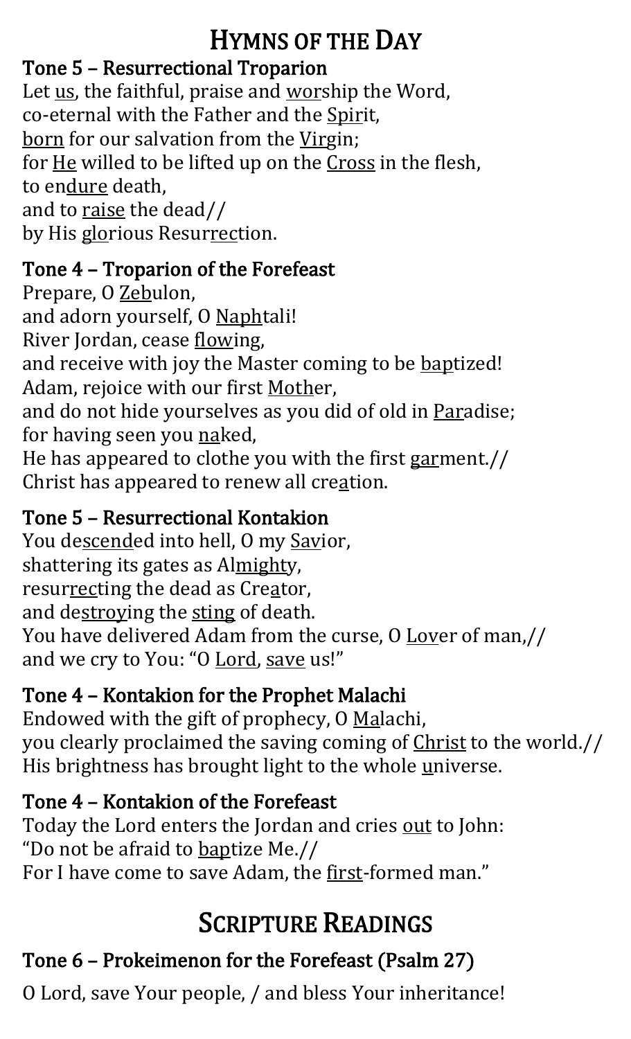# Hymns of the Day

### Tone 5 – Resurrectional Troparion

Let us, the faithful, praise and worship the Word,
co-eternal with the Father and the Spirit,
born for our salvation from the Virgin;
for He willed to be lifted up on the Cross in the flesh,
to endure death,
and to raise the dead//
by His glorious Resurrection.

### Tone 4 – Troparion of the Forefeast

Prepare, O Zebulon,
and adorn yourself, O Naphtali!
River Jordan, cease flowing,
and receive with joy the Master coming to be baptized!
Adam, rejoice with our first Mother,
and do not hide yourselves as you did of old in Paradise;
for having seen you naked,
He has appeared to clothe you with the first garment.//
Christ has appeared to renew all creation.

### Tone 5 – Resurrectional Kontakion

You descended into hell, O my Savior,
shattering its gates as Almighty,
resurrecting the dead as Creator,
and destroying the sting of death.
You have delivered Adam from the curse, O Lover of man,//
and we cry to You: "O Lord, save us!"

### Tone 4 – Kontakion for the Prophet Malachi

Endowed with the gift of prophecy, O Malachi,
you clearly proclaimed the saving coming of Christ to the world.//
His brightness has brought light to the whole universe.

### Tone 4 – Kontakion of the Forefeast

Today the Lord enters the Jordan and cries out to John:
"Do not be afraid to baptize Me.//
For I have come to save Adam, the first-formed man."

# Scripture Readings

### Tone 6 – Prokeimenon for the Forefeast (Psalm 27)

O Lord, save Your people, / and bless Your inheritance!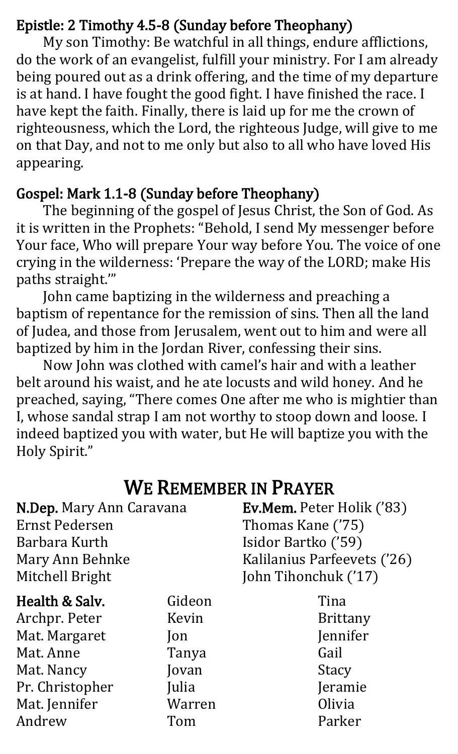## Epistle: 2 Timothy 4.5-8 (Sunday before Theophany)

My son Timothy: Be watchful in all things, endure afflictions, do the work of an evangelist, fulfill your ministry. For I am already being poured out as a drink offering, and the time of my departure is at hand. I have fought the good fight. I have finished the race. I have kept the faith. Finally, there is laid up for me the crown of righteousness, which the Lord, the righteous Judge, will give to me on that Day, and not to me only but also to all who have loved His appearing.

## Gospel: Mark 1.1-8 (Sunday before Theophany)

The beginning of the gospel of Jesus Christ, the Son of God. As it is written in the Prophets: "Behold, I send My messenger before Your face, Who will prepare Your way before You. The voice of one crying in the wilderness: 'Prepare the way of the LORD; make His paths straight.'"

John came baptizing in the wilderness and preaching a baptism of repentance for the remission of sins. Then all the land of Judea, and those from Jerusalem, went out to him and were all baptized by him in the Jordan River, confessing their sins.

Now John was clothed with camel's hair and with a leather belt around his waist, and he ate locusts and wild honey. And he preached, saying, "There comes One after me who is mightier than I, whose sandal strap I am not worthy to stoop down and loose. I indeed baptized you with water, but He will baptize you with the Holy Spirit."

# We Remember in Prayer

**N.Dep.** Mary Ann Caravana
Ernst Pedersen
Barbara Kurth
Mary Ann Behnke
Mitchell Bright

**Ev.Mem.** Peter Holik ('83)
Thomas Kane ('75)
Isidor Bartko ('59)
Kalilanius Parfeevets ('26)
John Tihonchuk ('17)

**Health & Salv.**
Archpr. Peter
Mat. Margaret
Mat. Anne
Mat. Nancy
Pr. Christopher
Mat. Jennifer
Andrew
Gideon
Kevin
Jon
Tanya
Jovan
Julia
Warren
Tom
Tina
Brittany
Jennifer
Gail
Stacy
Jeramie
Olivia
Parker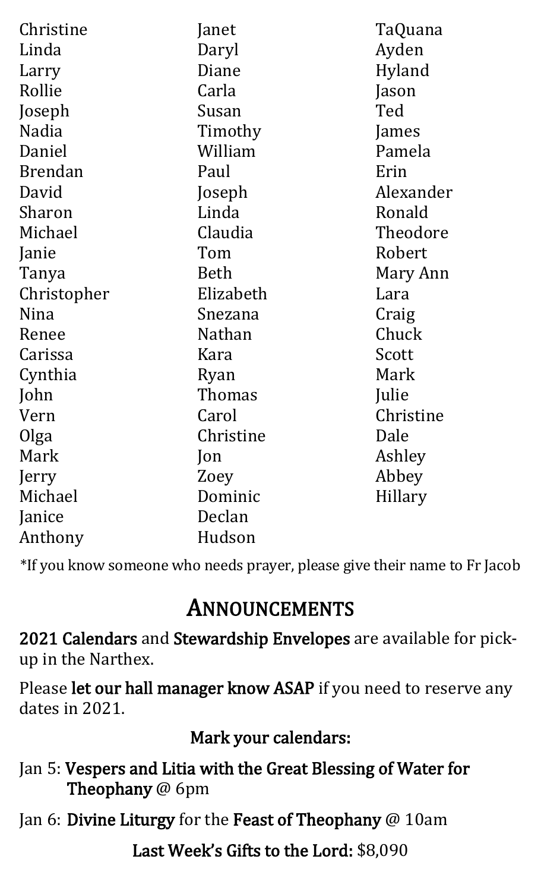Christine
Linda
Larry
Rollie
Joseph
Nadia
Daniel
Brendan
David
Sharon
Michael
Janie
Tanya
Christopher
Nina
Renee
Carissa
Cynthia
John
Vern
Olga
Mark
Jerry
Michael
Janice
Anthony
Janet
Daryl
Diane
Carla
Susan
Timothy
William
Paul
Joseph
Linda
Claudia
Tom
Beth
Elizabeth
Snezana
Nathan
Kara
Ryan
Thomas
Carol
Christine
Jon
Zoey
Dominic
Declan
Hudson
TaQuana
Ayden
Hyland
Jason
Ted
James
Pamela
Erin
Alexander
Ronald
Theodore
Robert
Mary Ann
Lara
Craig
Chuck
Scott
Mark
Julie
Christine
Dale
Ashley
Abbey
Hillary

*If you know someone who needs prayer, please give their name to Fr Jacob

## Announcements

**2021 Calendars** and **Stewardship Envelopes** are available for pick-up in the Narthex.

Please **let our hall manager know ASAP** if you need to reserve any dates in 2021.

**Mark your calendars:**

Jan 5: **Vespers and Litia with the Great Blessing of Water for Theophany** @ 6pm

Jan 6: **Divine Liturgy** for the **Feast of Theophany** @ 10am

**Last Week's Gifts to the Lord:** $8,090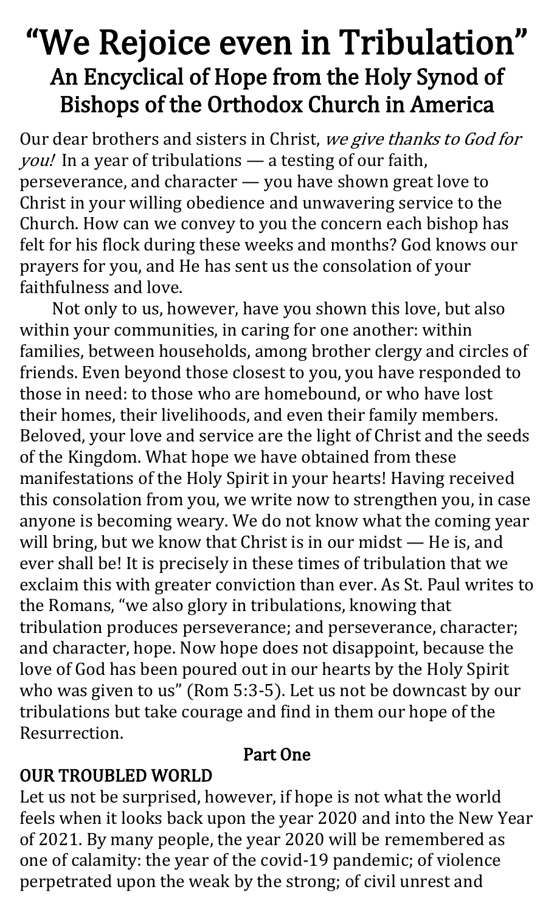# "We Rejoice even in Tribulation"

## An Encyclical of Hope from the Holy Synod of Bishops of the Orthodox Church in America

Our dear brothers and sisters in Christ, *we give thanks to God for you!* In a year of tribulations — a testing of our faith, perseverance, and character — you have shown great love to Christ in your willing obedience and unwavering service to the Church. How can we convey to you the concern each bishop has felt for his flock during these weeks and months? God knows our prayers for you, and He has sent us the consolation of your faithfulness and love.

Not only to us, however, have you shown this love, but also within your communities, in caring for one another: within families, between households, among brother clergy and circles of friends. Even beyond those closest to you, you have responded to those in need: to those who are homebound, or who have lost their homes, their livelihoods, and even their family members. Beloved, your love and service are the light of Christ and the seeds of the Kingdom. What hope we have obtained from these manifestations of the Holy Spirit in your hearts! Having received this consolation from you, we write now to strengthen you, in case anyone is becoming weary. We do not know what the coming year will bring, but we know that Christ is in our midst — He is, and ever shall be! It is precisely in these times of tribulation that we exclaim this with greater conviction than ever. As St. Paul writes to the Romans, "we also glory in tribulations, knowing that tribulation produces perseverance; and perseverance, character; and character, hope. Now hope does not disappoint, because the love of God has been poured out in our hearts by the Holy Spirit who was given to us" (Rom 5:3-5). Let us not be downcast by our tribulations but take courage and find in them our hope of the Resurrection.

### Part One

### OUR TROUBLED WORLD

Let us not be surprised, however, if hope is not what the world feels when it looks back upon the year 2020 and into the New Year of 2021. By many people, the year 2020 will be remembered as one of calamity: the year of the covid-19 pandemic; of violence perpetrated upon the weak by the strong; of civil unrest and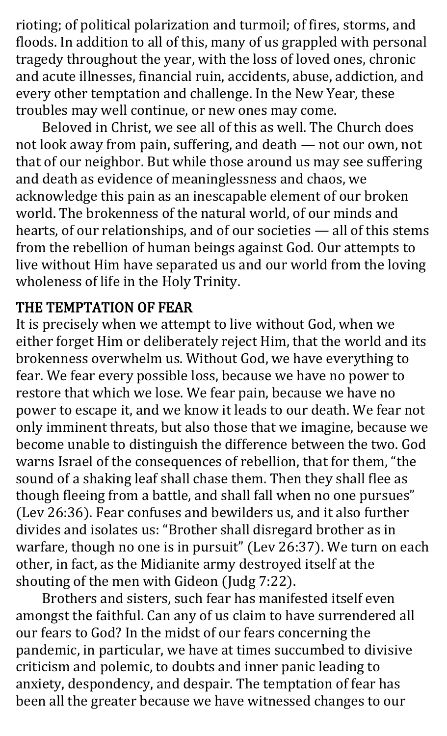rioting; of political polarization and turmoil; of fires, storms, and floods. In addition to all of this, many of us grappled with personal tragedy throughout the year, with the loss of loved ones, chronic and acute illnesses, financial ruin, accidents, abuse, addiction, and every other temptation and challenge. In the New Year, these troubles may well continue, or new ones may come.

Beloved in Christ, we see all of this as well. The Church does not look away from pain, suffering, and death — not our own, not that of our neighbor. But while those around us may see suffering and death as evidence of meaninglessness and chaos, we acknowledge this pain as an inescapable element of our broken world. The brokenness of the natural world, of our minds and hearts, of our relationships, and of our societies — all of this stems from the rebellion of human beings against God. Our attempts to live without Him have separated us and our world from the loving wholeness of life in the Holy Trinity.

## THE TEMPTATION OF FEAR

It is precisely when we attempt to live without God, when we either forget Him or deliberately reject Him, that the world and its brokenness overwhelm us. Without God, we have everything to fear. We fear every possible loss, because we have no power to restore that which we lose. We fear pain, because we have no power to escape it, and we know it leads to our death. We fear not only imminent threats, but also those that we imagine, because we become unable to distinguish the difference between the two. God warns Israel of the consequences of rebellion, that for them, "the sound of a shaking leaf shall chase them. Then they shall flee as though fleeing from a battle, and shall fall when no one pursues" (Lev 26:36). Fear confuses and bewilders us, and it also further divides and isolates us: "Brother shall disregard brother as in warfare, though no one is in pursuit" (Lev 26:37). We turn on each other, in fact, as the Midianite army destroyed itself at the shouting of the men with Gideon (Judg 7:22).

Brothers and sisters, such fear has manifested itself even amongst the faithful. Can any of us claim to have surrendered all our fears to God? In the midst of our fears concerning the pandemic, in particular, we have at times succumbed to divisive criticism and polemic, to doubts and inner panic leading to anxiety, despondency, and despair. The temptation of fear has been all the greater because we have witnessed changes to our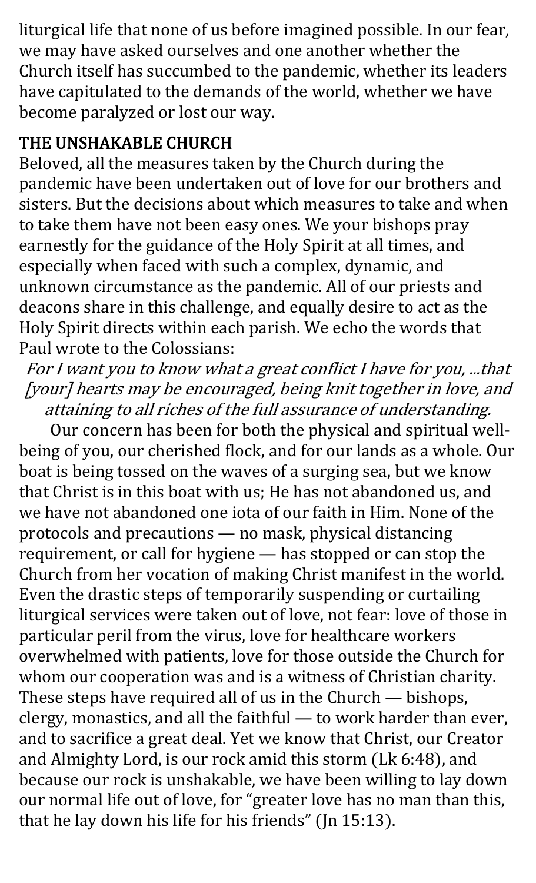liturgical life that none of us before imagined possible. In our fear, we may have asked ourselves and one another whether the Church itself has succumbed to the pandemic, whether its leaders have capitulated to the demands of the world, whether we have become paralyzed or lost our way.

## THE UNSHAKABLE CHURCH

Beloved, all the measures taken by the Church during the pandemic have been undertaken out of love for our brothers and sisters. But the decisions about which measures to take and when to take them have not been easy ones. We your bishops pray earnestly for the guidance of the Holy Spirit at all times, and especially when faced with such a complex, dynamic, and unknown circumstance as the pandemic. All of our priests and deacons share in this challenge, and equally desire to act as the Holy Spirit directs within each parish. We echo the words that Paul wrote to the Colossians:

*For I want you to know what a great conflict I have for you, ...that [your] hearts may be encouraged, being knit together in love, and attaining to all riches of the full assurance of understanding.*

Our concern has been for both the physical and spiritual well-being of you, our cherished flock, and for our lands as a whole. Our boat is being tossed on the waves of a surging sea, but we know that Christ is in this boat with us; He has not abandoned us, and we have not abandoned one iota of our faith in Him. None of the protocols and precautions — no mask, physical distancing requirement, or call for hygiene — has stopped or can stop the Church from her vocation of making Christ manifest in the world. Even the drastic steps of temporarily suspending or curtailing liturgical services were taken out of love, not fear: love of those in particular peril from the virus, love for healthcare workers overwhelmed with patients, love for those outside the Church for whom our cooperation was and is a witness of Christian charity. These steps have required all of us in the Church — bishops, clergy, monastics, and all the faithful — to work harder than ever, and to sacrifice a great deal. Yet we know that Christ, our Creator and Almighty Lord, is our rock amid this storm (Lk 6:48), and because our rock is unshakable, we have been willing to lay down our normal life out of love, for "greater love has no man than this, that he lay down his life for his friends" (Jn 15:13).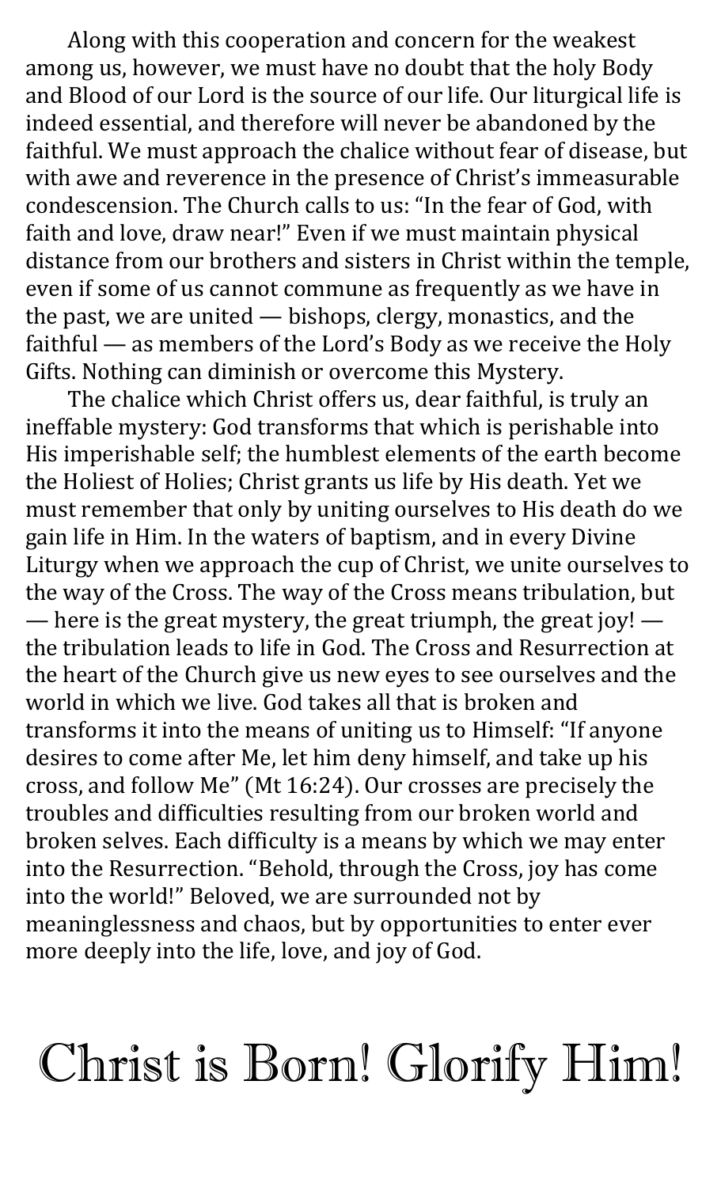Along with this cooperation and concern for the weakest among us, however, we must have no doubt that the holy Body and Blood of our Lord is the source of our life. Our liturgical life is indeed essential, and therefore will never be abandoned by the faithful. We must approach the chalice without fear of disease, but with awe and reverence in the presence of Christ's immeasurable condescension. The Church calls to us: "In the fear of God, with faith and love, draw near!" Even if we must maintain physical distance from our brothers and sisters in Christ within the temple, even if some of us cannot commune as frequently as we have in the past, we are united — bishops, clergy, monastics, and the faithful — as members of the Lord's Body as we receive the Holy Gifts. Nothing can diminish or overcome this Mystery.

The chalice which Christ offers us, dear faithful, is truly an ineffable mystery: God transforms that which is perishable into His imperishable self; the humblest elements of the earth become the Holiest of Holies; Christ grants us life by His death. Yet we must remember that only by uniting ourselves to His death do we gain life in Him. In the waters of baptism, and in every Divine Liturgy when we approach the cup of Christ, we unite ourselves to the way of the Cross. The way of the Cross means tribulation, but — here is the great mystery, the great triumph, the great joy! — the tribulation leads to life in God. The Cross and Resurrection at the heart of the Church give us new eyes to see ourselves and the world in which we live. God takes all that is broken and transforms it into the means of uniting us to Himself: "If anyone desires to come after Me, let him deny himself, and take up his cross, and follow Me" (Mt 16:24). Our crosses are precisely the troubles and difficulties resulting from our broken world and broken selves. Each difficulty is a means by which we may enter into the Resurrection. "Behold, through the Cross, joy has come into the world!" Beloved, we are surrounded not by meaninglessness and chaos, but by opportunities to enter ever more deeply into the life, love, and joy of God.

# Christ is Born! Glorify Him!